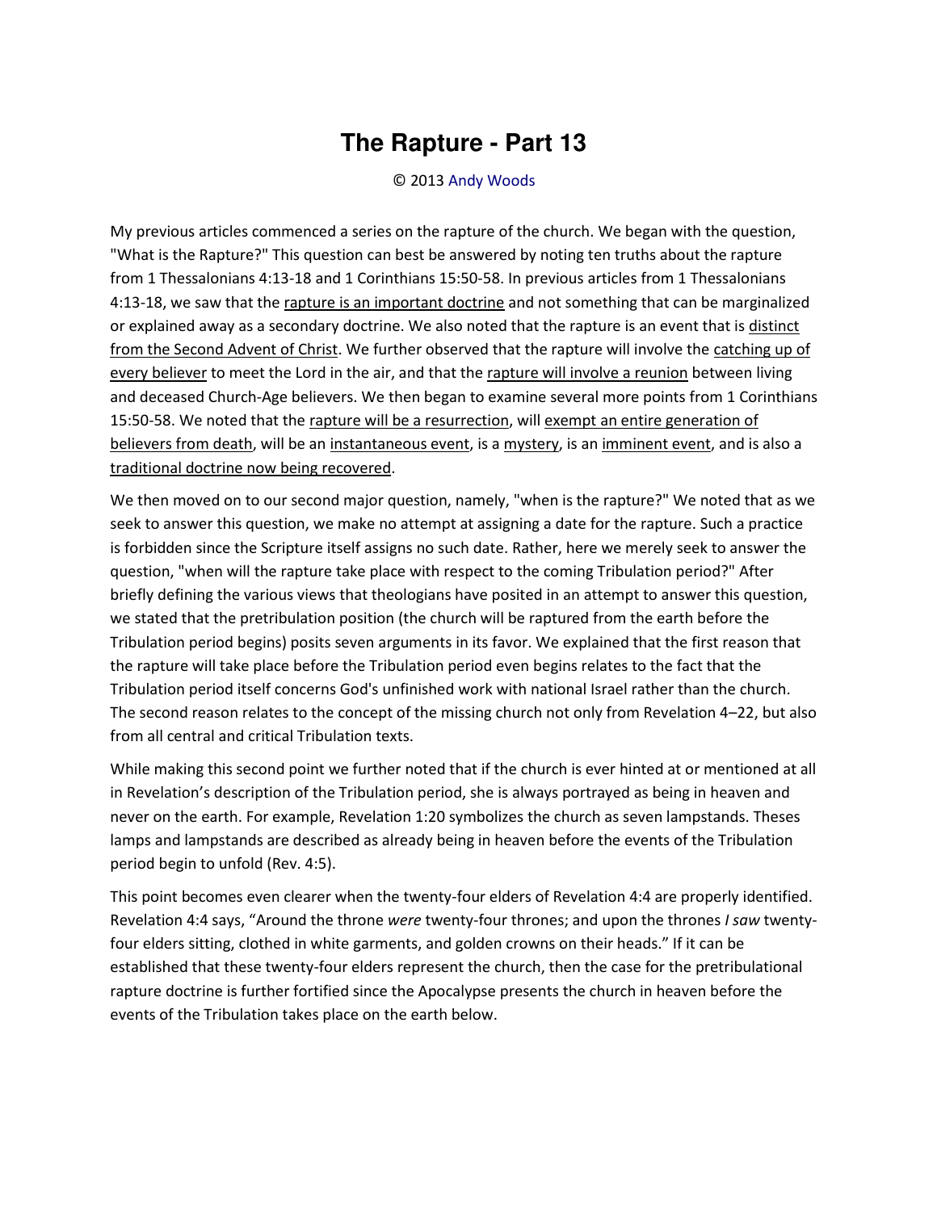# The Rapture - Part 13

© 2013 Andy Woods

My previous articles commenced a series on the rapture of the church. We began with the question, "What is the Rapture?" This question can best be answered by noting ten truths about the rapture from 1 Thessalonians 4:13-18 and 1 Corinthians 15:50-58. In previous articles from 1 Thessalonians 4:13-18, we saw that the rapture is an important doctrine and not something that can be marginalized or explained away as a secondary doctrine. We also noted that the rapture is an event that is distinct from the Second Advent of Christ. We further observed that the rapture will involve the catching up of every believer to meet the Lord in the air, and that the rapture will involve a reunion between living and deceased Church-Age believers. We then began to examine several more points from 1 Corinthians 15:50-58. We noted that the rapture will be a resurrection, will exempt an entire generation of believers from death, will be an instantaneous event, is a mystery, is an imminent event, and is also a traditional doctrine now being recovered.

We then moved on to our second major question, namely, "when is the rapture?" We noted that as we seek to answer this question, we make no attempt at assigning a date for the rapture. Such a practice is forbidden since the Scripture itself assigns no such date. Rather, here we merely seek to answer the question, "when will the rapture take place with respect to the coming Tribulation period?" After briefly defining the various views that theologians have posited in an attempt to answer this question, we stated that the pretribulation position (the church will be raptured from the earth before the Tribulation period begins) posits seven arguments in its favor. We explained that the first reason that the rapture will take place before the Tribulation period even begins relates to the fact that the Tribulation period itself concerns God's unfinished work with national Israel rather than the church. The second reason relates to the concept of the missing church not only from Revelation 4–22, but also from all central and critical Tribulation texts.

While making this second point we further noted that if the church is ever hinted at or mentioned at all in Revelation's description of the Tribulation period, she is always portrayed as being in heaven and never on the earth. For example, Revelation 1:20 symbolizes the church as seven lampstands. Theses lamps and lampstands are described as already being in heaven before the events of the Tribulation period begin to unfold (Rev. 4:5).

This point becomes even clearer when the twenty-four elders of Revelation 4:4 are properly identified. Revelation 4:4 says, "Around the throne *were* twenty-four thrones; and upon the thrones *I saw* twenty-four elders sitting, clothed in white garments, and golden crowns on their heads." If it can be established that these twenty-four elders represent the church, then the case for the pretribulational rapture doctrine is further fortified since the Apocalypse presents the church in heaven before the events of the Tribulation takes place on the earth below.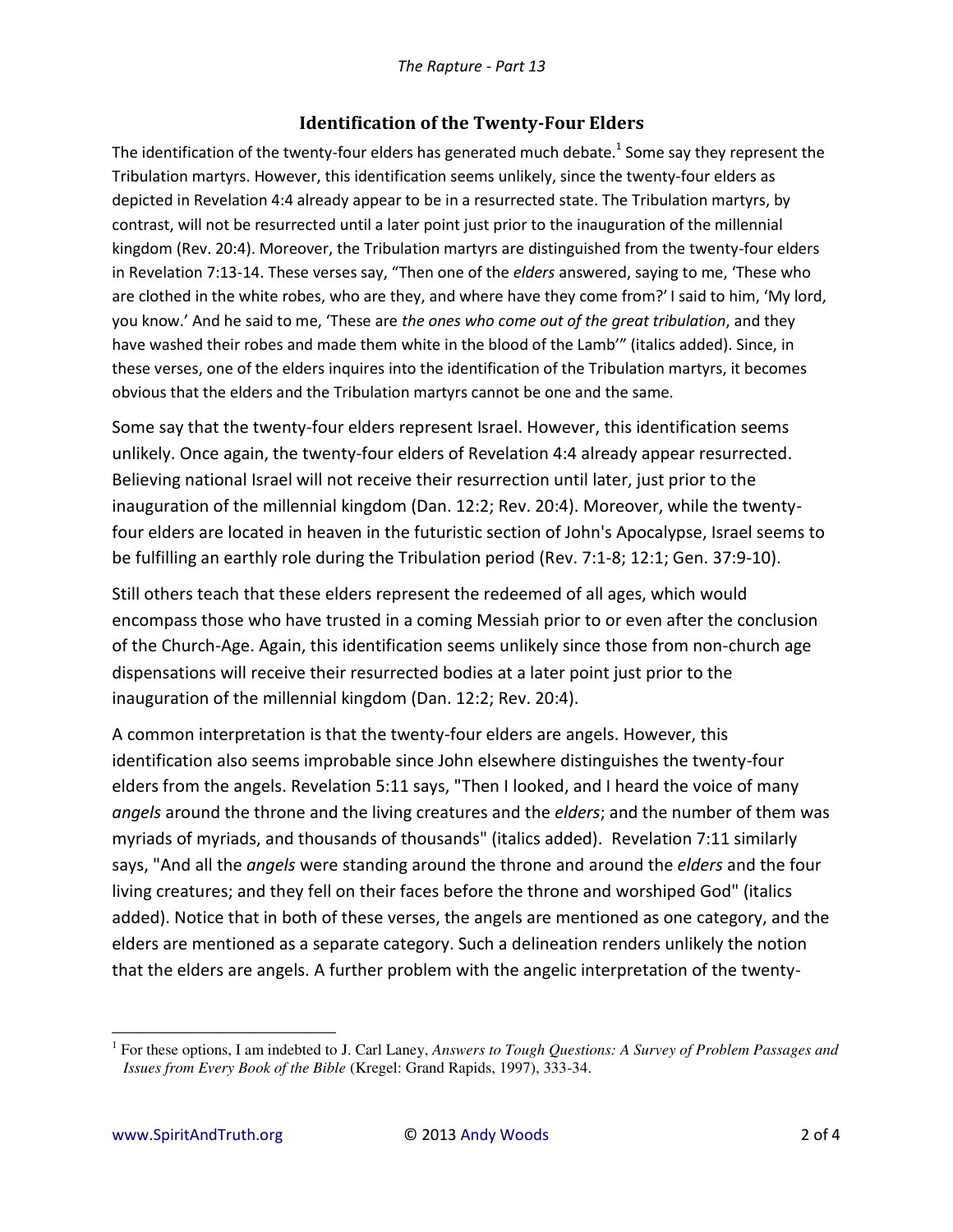## Identification of the Twenty-Four Elders

The identification of the twenty-four elders has generated much debate.[1] Some say they represent the Tribulation martyrs. However, this identification seems unlikely, since the twenty-four elders as depicted in Revelation 4:4 already appear to be in a resurrected state. The Tribulation martyrs, by contrast, will not be resurrected until a later point just prior to the inauguration of the millennial kingdom (Rev. 20:4). Moreover, the Tribulation martyrs are distinguished from the twenty-four elders in Revelation 7:13-14. These verses say, "Then one of the *elders* answered, saying to me, 'These who are clothed in the white robes, who are they, and where have they come from?' I said to him, 'My lord, you know.' And he said to me, 'These are *the ones who come out of the great tribulation*, and they have washed their robes and made them white in the blood of the Lamb'" (italics added). Since, in these verses, one of the elders inquires into the identification of the Tribulation martyrs, it becomes obvious that the elders and the Tribulation martyrs cannot be one and the same.

Some say that the twenty-four elders represent Israel. However, this identification seems unlikely. Once again, the twenty-four elders of Revelation 4:4 already appear resurrected. Believing national Israel will not receive their resurrection until later, just prior to the inauguration of the millennial kingdom (Dan. 12:2; Rev. 20:4). Moreover, while the twenty-four elders are located in heaven in the futuristic section of John's Apocalypse, Israel seems to be fulfilling an earthly role during the Tribulation period (Rev. 7:1-8; 12:1; Gen. 37:9-10).

Still others teach that these elders represent the redeemed of all ages, which would encompass those who have trusted in a coming Messiah prior to or even after the conclusion of the Church-Age. Again, this identification seems unlikely since those from non-church age dispensations will receive their resurrected bodies at a later point just prior to the inauguration of the millennial kingdom (Dan. 12:2; Rev. 20:4).

A common interpretation is that the twenty-four elders are angels. However, this identification also seems improbable since John elsewhere distinguishes the twenty-four elders from the angels. Revelation 5:11 says, "Then I looked, and I heard the voice of many *angels* around the throne and the living creatures and the *elders*; and the number of them was myriads of myriads, and thousands of thousands" (italics added). Revelation 7:11 similarly says, "And all the *angels* were standing around the throne and around the *elders* and the four living creatures; and they fell on their faces before the throne and worshiped God" (italics added). Notice that in both of these verses, the angels are mentioned as one category, and the elders are mentioned as a separate category. Such a delineation renders unlikely the notion that the elders are angels. A further problem with the angelic interpretation of the twenty-

---

[1] For these options, I am indebted to J. Carl Laney, *Answers to Tough Questions: A Survey of Problem Passages and Issues from Every Book of the Bible* (Kregel: Grand Rapids, 1997), 333-34.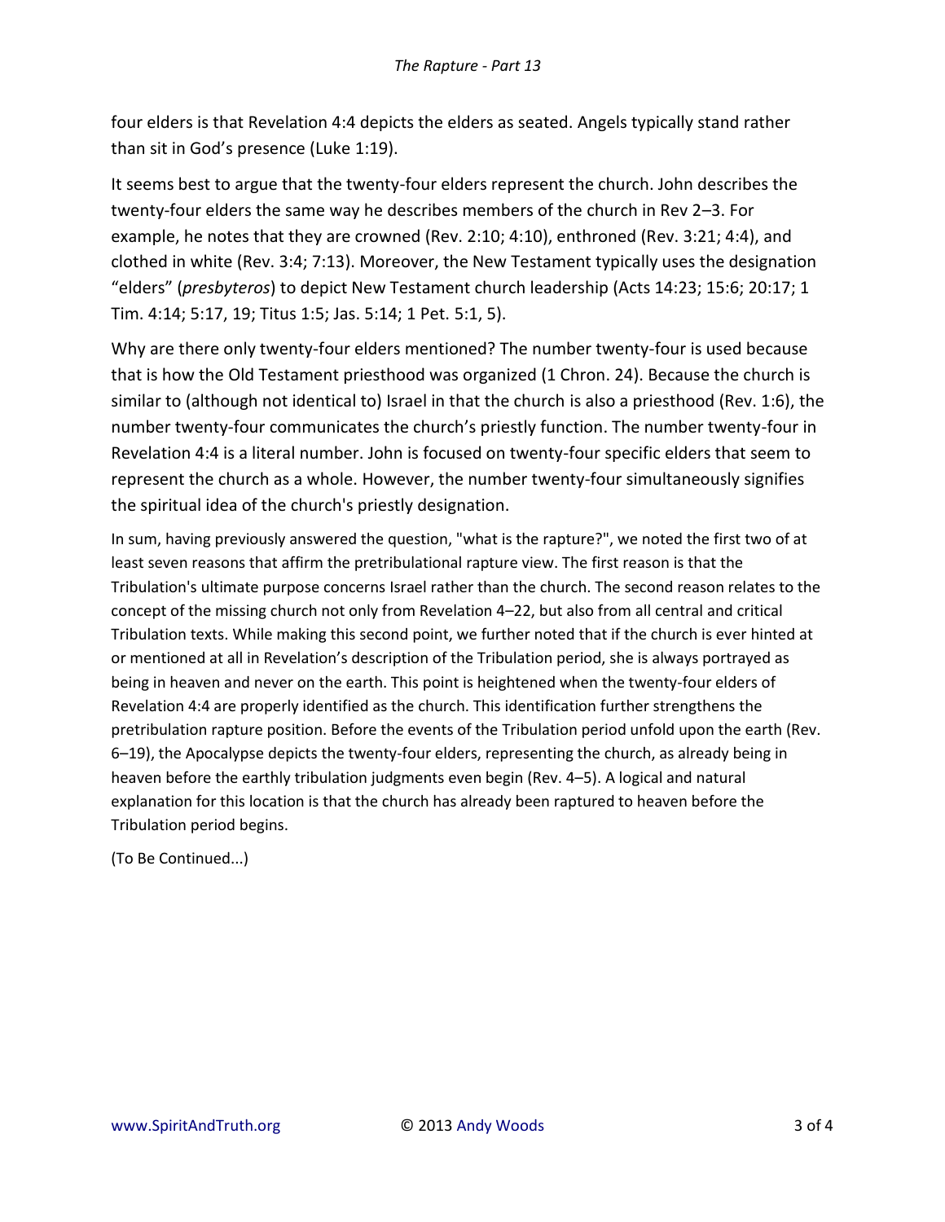four elders is that Revelation 4:4 depicts the elders as seated. Angels typically stand rather than sit in God's presence (Luke 1:19).

It seems best to argue that the twenty-four elders represent the church. John describes the twenty-four elders the same way he describes members of the church in Rev 2–3. For example, he notes that they are crowned (Rev. 2:10; 4:10), enthroned (Rev. 3:21; 4:4), and clothed in white (Rev. 3:4; 7:13). Moreover, the New Testament typically uses the designation "elders" (*presbyteros*) to depict New Testament church leadership (Acts 14:23; 15:6; 20:17; 1 Tim. 4:14; 5:17, 19; Titus 1:5; Jas. 5:14; 1 Pet. 5:1, 5).

Why are there only twenty-four elders mentioned? The number twenty-four is used because that is how the Old Testament priesthood was organized (1 Chron. 24). Because the church is similar to (although not identical to) Israel in that the church is also a priesthood (Rev. 1:6), the number twenty-four communicates the church's priestly function. The number twenty-four in Revelation 4:4 is a literal number. John is focused on twenty-four specific elders that seem to represent the church as a whole. However, the number twenty-four simultaneously signifies the spiritual idea of the church's priestly designation.

In sum, having previously answered the question, "what is the rapture?", we noted the first two of at least seven reasons that affirm the pretribulational rapture view. The first reason is that the Tribulation's ultimate purpose concerns Israel rather than the church. The second reason relates to the concept of the missing church not only from Revelation 4–22, but also from all central and critical Tribulation texts. While making this second point, we further noted that if the church is ever hinted at or mentioned at all in Revelation's description of the Tribulation period, she is always portrayed as being in heaven and never on the earth. This point is heightened when the twenty-four elders of Revelation 4:4 are properly identified as the church. This identification further strengthens the pretribulation rapture position. Before the events of the Tribulation period unfold upon the earth (Rev. 6–19), the Apocalypse depicts the twenty-four elders, representing the church, as already being in heaven before the earthly tribulation judgments even begin (Rev. 4–5). A logical and natural explanation for this location is that the church has already been raptured to heaven before the Tribulation period begins.

(To Be Continued...)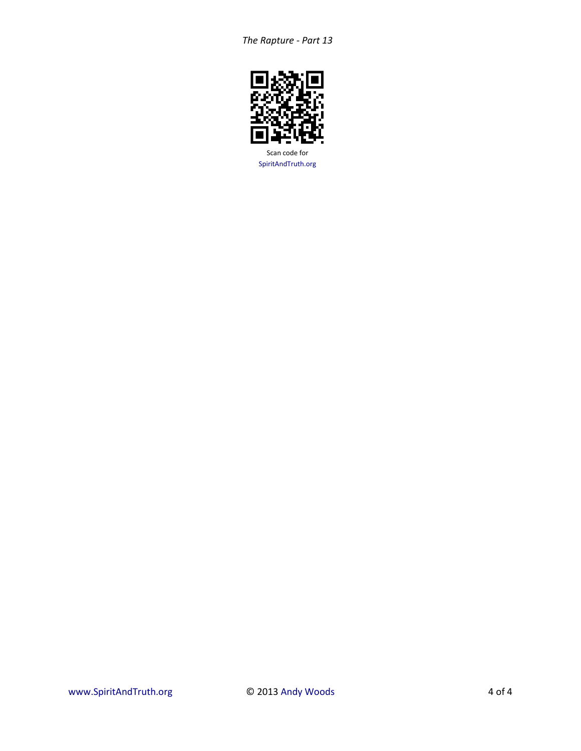Scan code for
SpiritAndTruth.org